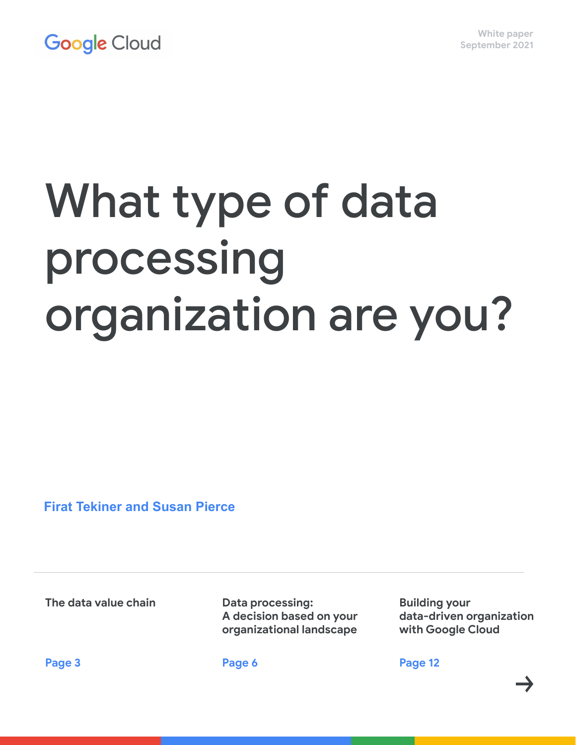Google Cloud

White paper
September 2021

# What type of data processing organization are you?

**Firat Tekiner and Susan Pierce**

---

| The data value chain | Data processing: A decision based on your organizational landscape | Building your data-driven organization with Google Cloud |
|---|---|---|
| Page 3 | Page 6 | Page 12 |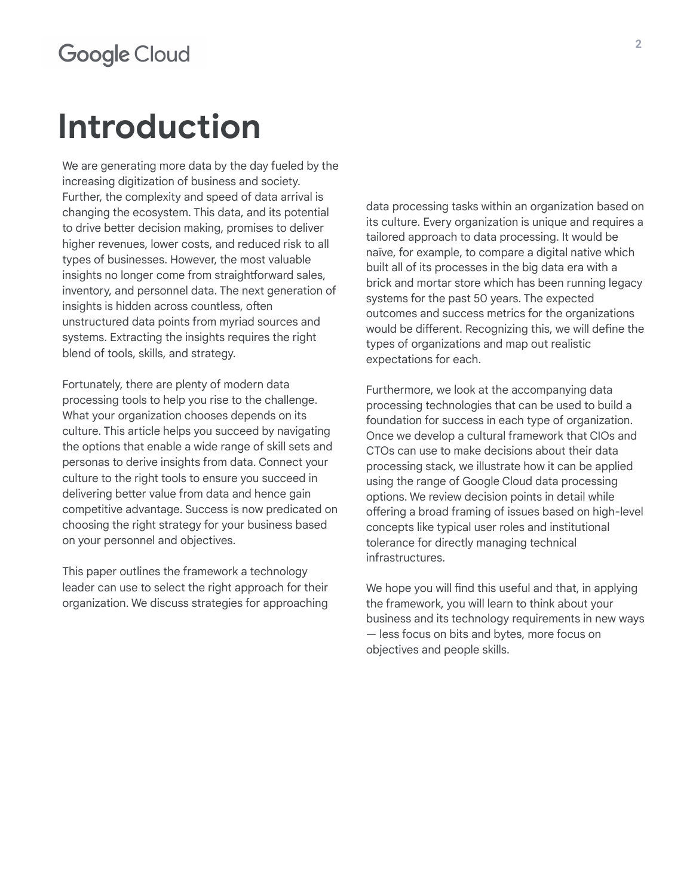# Introduction

We are generating more data by the day fueled by the increasing digitization of business and society. Further, the complexity and speed of data arrival is changing the ecosystem. This data, and its potential to drive better decision making, promises to deliver higher revenues, lower costs, and reduced risk to all types of businesses. However, the most valuable insights no longer come from straightforward sales, inventory, and personnel data. The next generation of insights is hidden across countless, often unstructured data points from myriad sources and systems. Extracting the insights requires the right blend of tools, skills, and strategy.

Fortunately, there are plenty of modern data processing tools to help you rise to the challenge. What your organization chooses depends on its culture. This article helps you succeed by navigating the options that enable a wide range of skill sets and personas to derive insights from data. Connect your culture to the right tools to ensure you succeed in delivering better value from data and hence gain competitive advantage. Success is now predicated on choosing the right strategy for your business based on your personnel and objectives.

This paper outlines the framework a technology leader can use to select the right approach for their organization. We discuss strategies for approaching data processing tasks within an organization based on its culture. Every organization is unique and requires a tailored approach to data processing. It would be naïve, for example, to compare a digital native which built all of its processes in the big data era with a brick and mortar store which has been running legacy systems for the past 50 years. The expected outcomes and success metrics for the organizations would be different. Recognizing this, we will define the types of organizations and map out realistic expectations for each.

Furthermore, we look at the accompanying data processing technologies that can be used to build a foundation for success in each type of organization. Once we develop a cultural framework that CIOs and CTOs can use to make decisions about their data processing stack, we illustrate how it can be applied using the range of Google Cloud data processing options. We review decision points in detail while offering a broad framing of issues based on high-level concepts like typical user roles and institutional tolerance for directly managing technical infrastructures.

We hope you will find this useful and that, in applying the framework, you will learn to think about your business and its technology requirements in new ways — less focus on bits and bytes, more focus on objectives and people skills.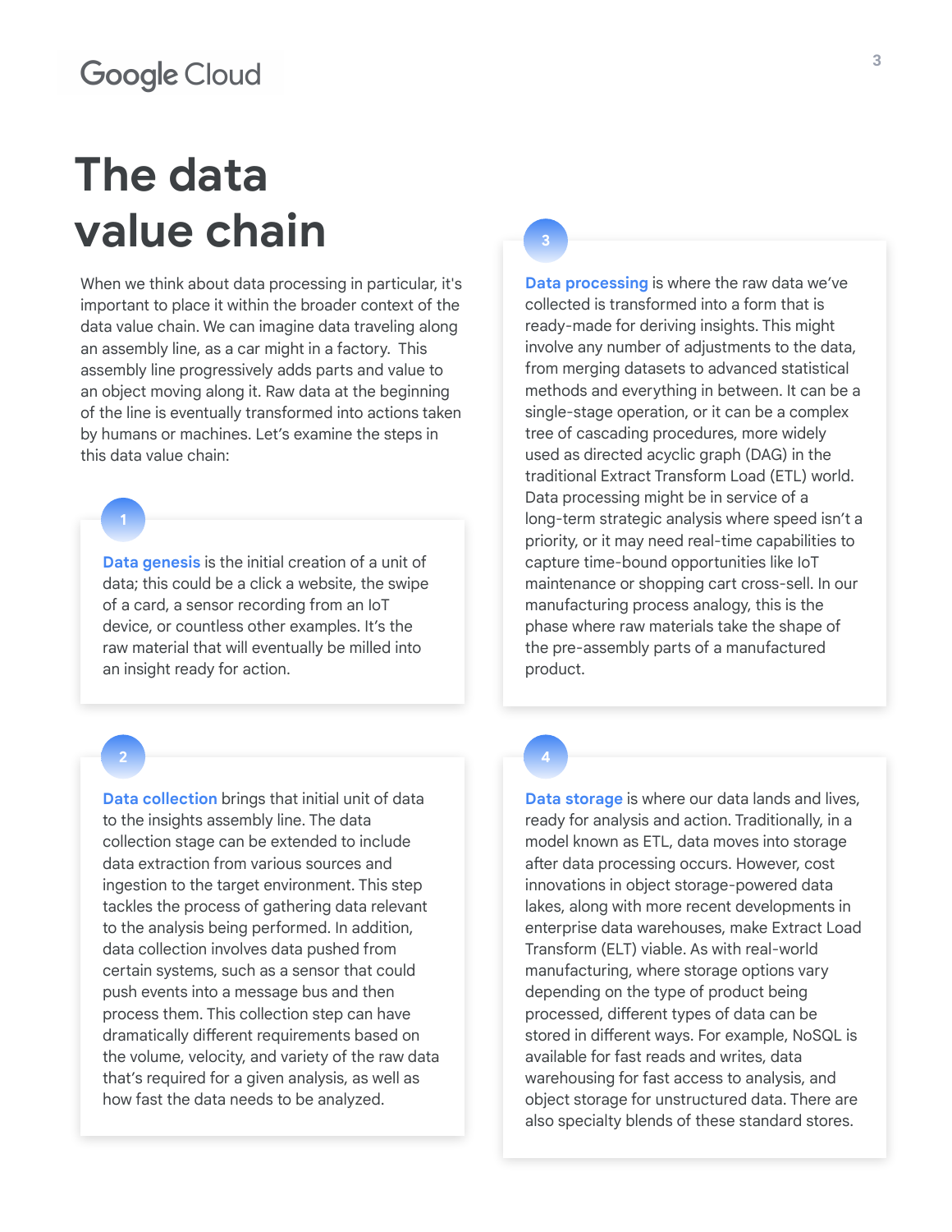# The data value chain

When we think about data processing in particular, it's important to place it within the broader context of the data value chain. We can imagine data traveling along an assembly line, as a car might in a factory. This assembly line progressively adds parts and value to an object moving along it. Raw data at the beginning of the line is eventually transformed into actions taken by humans or machines. Let's examine the steps in this data value chain:

1

**Data genesis** is the initial creation of a unit of data; this could be a click a website, the swipe of a card, a sensor recording from an IoT device, or countless other examples. It's the raw material that will eventually be milled into an insight ready for action.

2

**Data collection** brings that initial unit of data to the insights assembly line. The data collection stage can be extended to include data extraction from various sources and ingestion to the target environment. This step tackles the process of gathering data relevant to the analysis being performed. In addition, data collection involves data pushed from certain systems, such as a sensor that could push events into a message bus and then process them. This collection step can have dramatically different requirements based on the volume, velocity, and variety of the raw data that's required for a given analysis, as well as how fast the data needs to be analyzed.

3

**Data processing** is where the raw data we've collected is transformed into a form that is ready-made for deriving insights. This might involve any number of adjustments to the data, from merging datasets to advanced statistical methods and everything in between. It can be a single-stage operation, or it can be a complex tree of cascading procedures, more widely used as directed acyclic graph (DAG) in the traditional Extract Transform Load (ETL) world. Data processing might be in service of a long-term strategic analysis where speed isn't a priority, or it may need real-time capabilities to capture time-bound opportunities like IoT maintenance or shopping cart cross-sell. In our manufacturing process analogy, this is the phase where raw materials take the shape of the pre-assembly parts of a manufactured product.

4

**Data storage** is where our data lands and lives, ready for analysis and action. Traditionally, in a model known as ETL, data moves into storage after data processing occurs. However, cost innovations in object storage-powered data lakes, along with more recent developments in enterprise data warehouses, make Extract Load Transform (ELT) viable. As with real-world manufacturing, where storage options vary depending on the type of product being processed, different types of data can be stored in different ways. For example, NoSQL is available for fast reads and writes, data warehousing for fast access to analysis, and object storage for unstructured data. There are also specialty blends of these standard stores.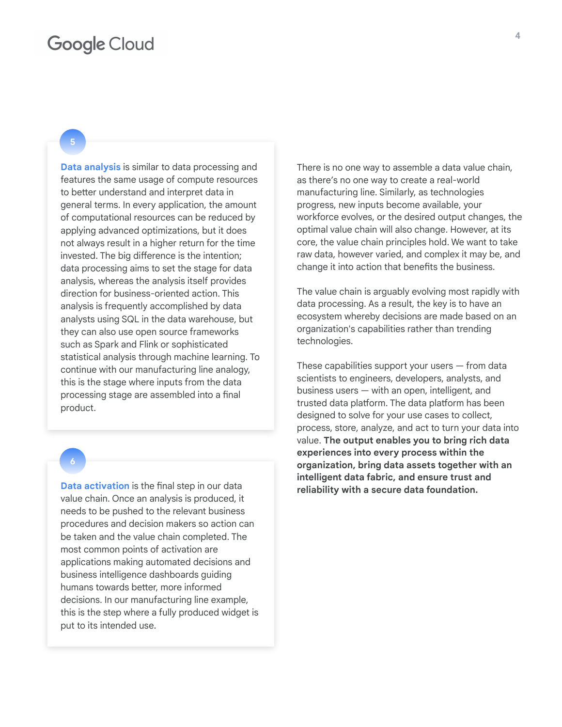5

**Data analysis** is similar to data processing and features the same usage of compute resources to better understand and interpret data in general terms. In every application, the amount of computational resources can be reduced by applying advanced optimizations, but it does not always result in a higher return for the time invested. The big difference is the intention; data processing aims to set the stage for data analysis, whereas the analysis itself provides direction for business-oriented action. This analysis is frequently accomplished by data analysts using SQL in the data warehouse, but they can also use open source frameworks such as Spark and Flink or sophisticated statistical analysis through machine learning. To continue with our manufacturing line analogy, this is the stage where inputs from the data processing stage are assembled into a final product.

6

**Data activation** is the final step in our data value chain. Once an analysis is produced, it needs to be pushed to the relevant business procedures and decision makers so action can be taken and the value chain completed. The most common points of activation are applications making automated decisions and business intelligence dashboards guiding humans towards better, more informed decisions. In our manufacturing line example, this is the step where a fully produced widget is put to its intended use.

There is no one way to assemble a data value chain, as there's no one way to create a real-world manufacturing line. Similarly, as technologies progress, new inputs become available, your workforce evolves, or the desired output changes, the optimal value chain will also change. However, at its core, the value chain principles hold. We want to take raw data, however varied, and complex it may be, and change it into action that benefits the business.

The value chain is arguably evolving most rapidly with data processing. As a result, the key is to have an ecosystem whereby decisions are made based on an organization's capabilities rather than trending technologies.

These capabilities support your users — from data scientists to engineers, developers, analysts, and business users — with an open, intelligent, and trusted data platform. The data platform has been designed to solve for your use cases to collect, process, store, analyze, and act to turn your data into value. **The output enables you to bring rich data experiences into every process within the organization, bring data assets together with an intelligent data fabric, and ensure trust and reliability with a secure data foundation.**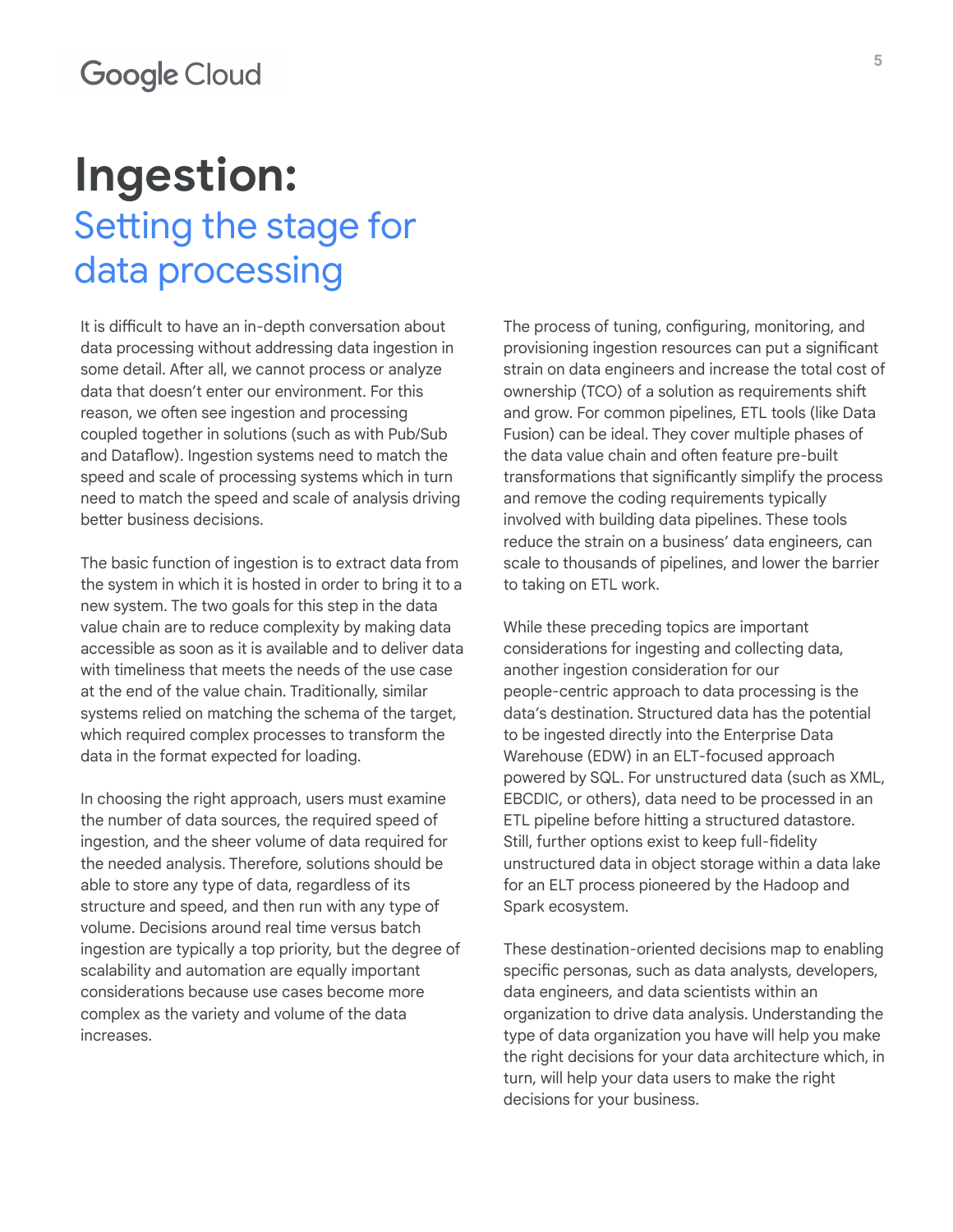# Ingestion:

## Setting the stage for data processing

It is difficult to have an in-depth conversation about data processing without addressing data ingestion in some detail. After all, we cannot process or analyze data that doesn't enter our environment. For this reason, we often see ingestion and processing coupled together in solutions (such as with Pub/Sub and Dataflow). Ingestion systems need to match the speed and scale of processing systems which in turn need to match the speed and scale of analysis driving better business decisions.

The basic function of ingestion is to extract data from the system in which it is hosted in order to bring it to a new system. The two goals for this step in the data value chain are to reduce complexity by making data accessible as soon as it is available and to deliver data with timeliness that meets the needs of the use case at the end of the value chain. Traditionally, similar systems relied on matching the schema of the target, which required complex processes to transform the data in the format expected for loading.

In choosing the right approach, users must examine the number of data sources, the required speed of ingestion, and the sheer volume of data required for the needed analysis. Therefore, solutions should be able to store any type of data, regardless of its structure and speed, and then run with any type of volume. Decisions around real time versus batch ingestion are typically a top priority, but the degree of scalability and automation are equally important considerations because use cases become more complex as the variety and volume of the data increases.

The process of tuning, configuring, monitoring, and provisioning ingestion resources can put a significant strain on data engineers and increase the total cost of ownership (TCO) of a solution as requirements shift and grow. For common pipelines, ETL tools (like Data Fusion) can be ideal. They cover multiple phases of the data value chain and often feature pre-built transformations that significantly simplify the process and remove the coding requirements typically involved with building data pipelines. These tools reduce the strain on a business' data engineers, can scale to thousands of pipelines, and lower the barrier to taking on ETL work.

While these preceding topics are important considerations for ingesting and collecting data, another ingestion consideration for our people-centric approach to data processing is the data's destination. Structured data has the potential to be ingested directly into the Enterprise Data Warehouse (EDW) in an ELT-focused approach powered by SQL. For unstructured data (such as XML, EBCDIC, or others), data need to be processed in an ETL pipeline before hitting a structured datastore. Still, further options exist to keep full-fidelity unstructured data in object storage within a data lake for an ELT process pioneered by the Hadoop and Spark ecosystem.

These destination-oriented decisions map to enabling specific personas, such as data analysts, developers, data engineers, and data scientists within an organization to drive data analysis. Understanding the type of data organization you have will help you make the right decisions for your data architecture which, in turn, will help your data users to make the right decisions for your business.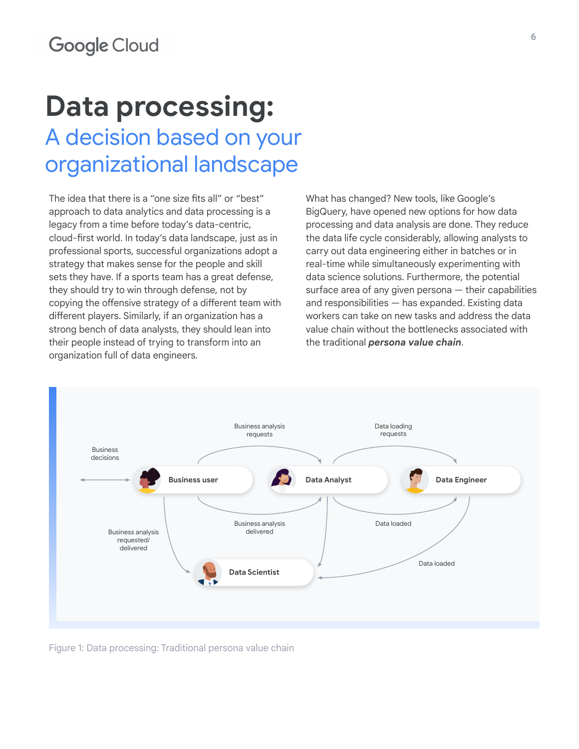# Data processing:
## A decision based on your organizational landscape

The idea that there is a "one size fits all" or "best" approach to data analytics and data processing is a legacy from a time before today's data-centric, cloud-first world. In today's data landscape, just as in professional sports, successful organizations adopt a strategy that makes sense for the people and skill sets they have. If a sports team has a great defense, they should try to win through defense, not by copying the offensive strategy of a different team with different players. Similarly, if an organization has a strong bench of data analysts, they should lean into their people instead of trying to transform into an organization full of data engineers.

What has changed? New tools, like Google's BigQuery, have opened new options for how data processing and data analysis are done. They reduce the data life cycle considerably, allowing analysts to carry out data engineering either in batches or in real-time while simultaneously experimenting with data science solutions. Furthermore, the potential surface area of any given persona — their capabilities and responsibilities — has expanded. Existing data workers can take on new tasks and address the data value chain without the bottlenecks associated with the traditional ***persona value chain***.

Business decisions

Business user

Business analysis requests

Business analysis delivered

Data Analyst

Data loading requests

Data loaded

Data Engineer

Business analysis requested/ delivered

Data loaded

Data Scientist

Figure 1: Data processing: Traditional persona value chain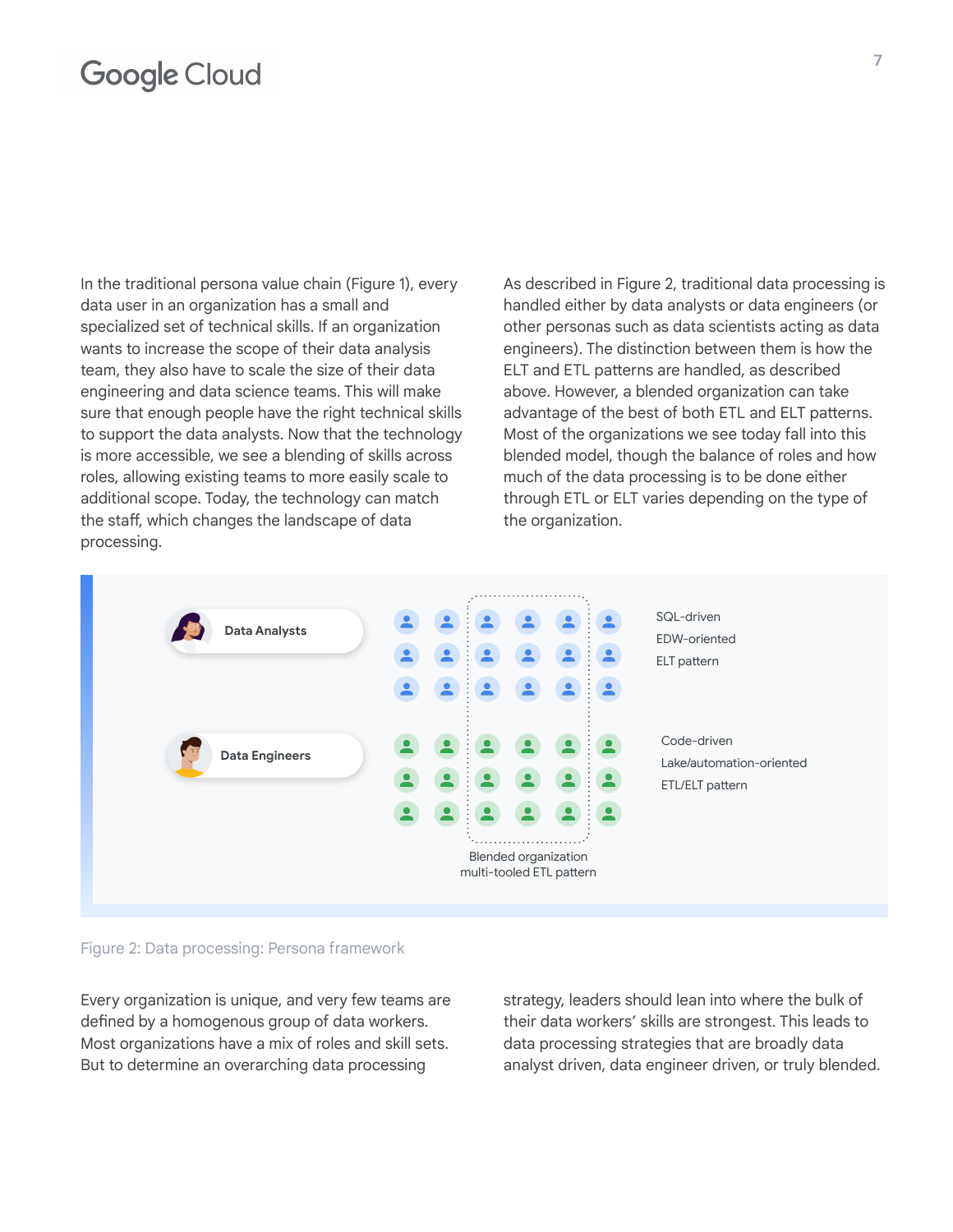In the traditional persona value chain (Figure 1), every data user in an organization has a small and specialized set of technical skills. If an organization wants to increase the scope of their data analysis team, they also have to scale the size of their data engineering and data science teams. This will make sure that enough people have the right technical skills to support the data analysts. Now that the technology is more accessible, we see a blending of skills across roles, allowing existing teams to more easily scale to additional scope. Today, the technology can match the staff, which changes the landscape of data processing.

As described in Figure 2, traditional data processing is handled either by data analysts or data engineers (or other personas such as data scientists acting as data engineers). The distinction between them is how the ELT and ETL patterns are handled, as described above. However, a blended organization can take advantage of the best of both ETL and ELT patterns. Most of the organizations we see today fall into this blended model, though the balance of roles and how much of the data processing is to be done either through ETL or ELT varies depending on the type of the organization.

Data Analysts — SQL-driven, EDW-oriented, ELT pattern

Data Engineers — Code-driven, Lake/automation-oriented, ETL/ELT pattern

Blended organization multi-tooled ETL pattern

Figure 2: Data processing: Persona framework

Every organization is unique, and very few teams are defined by a homogenous group of data workers. Most organizations have a mix of roles and skill sets. But to determine an overarching data processing strategy, leaders should lean into where the bulk of their data workers' skills are strongest. This leads to data processing strategies that are broadly data analyst driven, data engineer driven, or truly blended.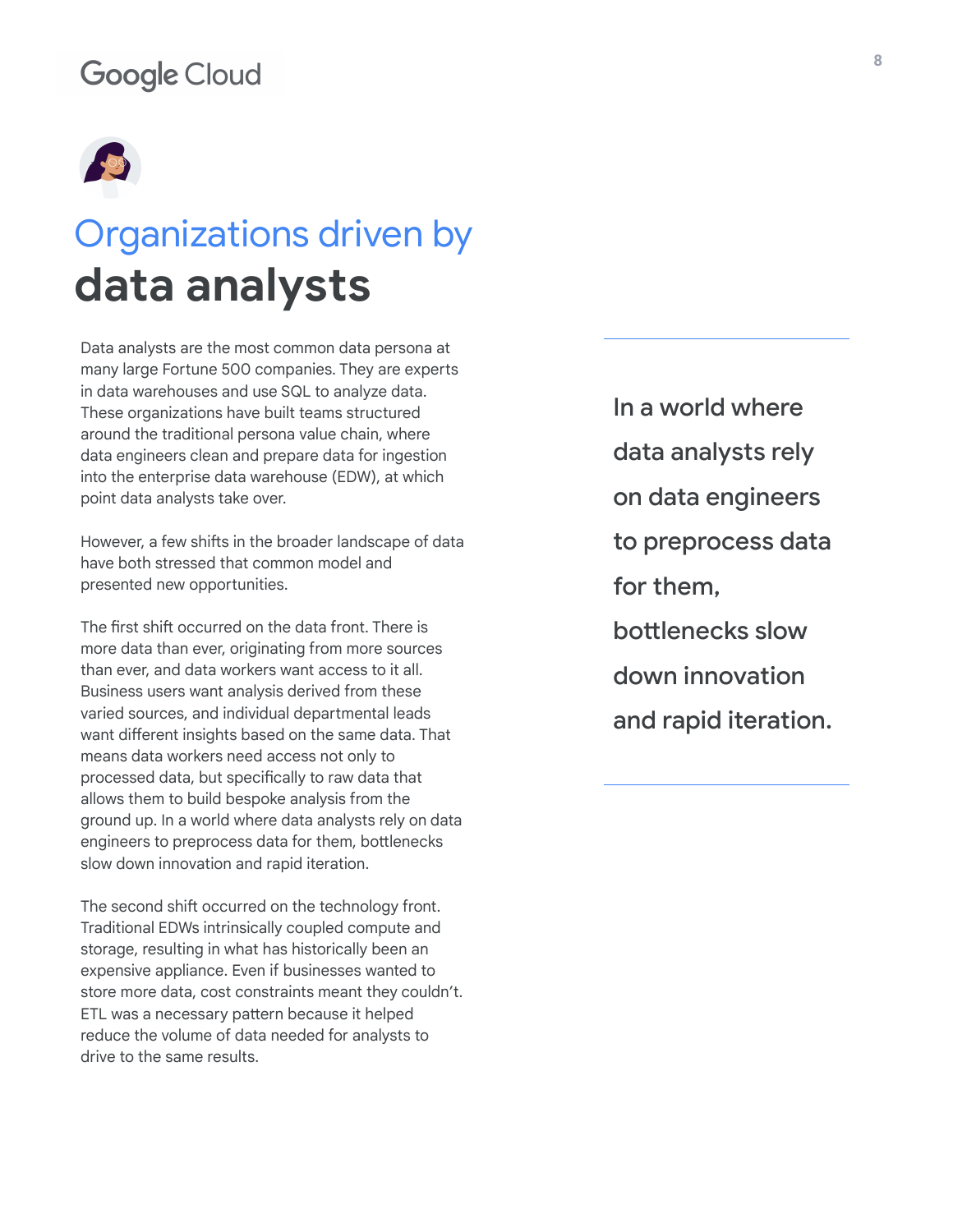# Organizations driven by **data analysts**

Data analysts are the most common data persona at many large Fortune 500 companies. They are experts in data warehouses and use SQL to analyze data. These organizations have built teams structured around the traditional persona value chain, where data engineers clean and prepare data for ingestion into the enterprise data warehouse (EDW), at which point data analysts take over.

However, a few shifts in the broader landscape of data have both stressed that common model and presented new opportunities.

The first shift occurred on the data front. There is more data than ever, originating from more sources than ever, and data workers want access to it all. Business users want analysis derived from these varied sources, and individual departmental leads want different insights based on the same data. That means data workers need access not only to processed data, but specifically to raw data that allows them to build bespoke analysis from the ground up. In a world where data analysts rely on data engineers to preprocess data for them, bottlenecks slow down innovation and rapid iteration.

> In a world where data analysts rely on data engineers to preprocess data for them, bottlenecks slow down innovation and rapid iteration.

The second shift occurred on the technology front. Traditional EDWs intrinsically coupled compute and storage, resulting in what has historically been an expensive appliance. Even if businesses wanted to store more data, cost constraints meant they couldn't. ETL was a necessary pattern because it helped reduce the volume of data needed for analysts to drive to the same results.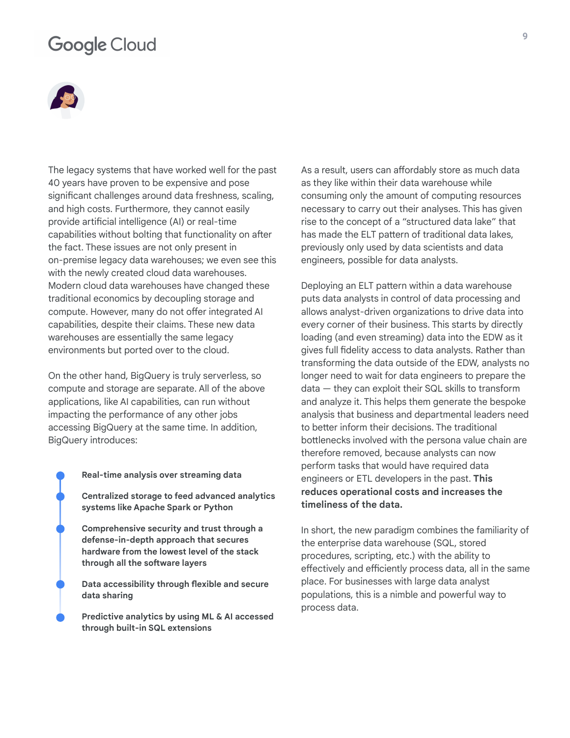The legacy systems that have worked well for the past 40 years have proven to be expensive and pose significant challenges around data freshness, scaling, and high costs. Furthermore, they cannot easily provide artificial intelligence (AI) or real-time capabilities without bolting that functionality on after the fact. These issues are not only present in on-premise legacy data warehouses; we even see this with the newly created cloud data warehouses. Modern cloud data warehouses have changed these traditional economics by decoupling storage and compute. However, many do not offer integrated AI capabilities, despite their claims. These new data warehouses are essentially the same legacy environments but ported over to the cloud.

On the other hand, BigQuery is truly serverless, so compute and storage are separate. All of the above applications, like AI capabilities, can run without impacting the performance of any other jobs accessing BigQuery at the same time. In addition, BigQuery introduces:

- **Real-time analysis over streaming data**
- **Centralized storage to feed advanced analytics systems like Apache Spark or Python**
- **Comprehensive security and trust through a defense-in-depth approach that secures hardware from the lowest level of the stack through all the software layers**
- **Data accessibility through flexible and secure data sharing**
- **Predictive analytics by using ML & AI accessed through built-in SQL extensions**

As a result, users can affordably store as much data as they like within their data warehouse while consuming only the amount of computing resources necessary to carry out their analyses. This has given rise to the concept of a "structured data lake" that has made the ELT pattern of traditional data lakes, previously only used by data scientists and data engineers, possible for data analysts.

Deploying an ELT pattern within a data warehouse puts data analysts in control of data processing and allows analyst-driven organizations to drive data into every corner of their business. This starts by directly loading (and even streaming) data into the EDW as it gives full fidelity access to data analysts. Rather than transforming the data outside of the EDW, analysts no longer need to wait for data engineers to prepare the data — they can exploit their SQL skills to transform and analyze it. This helps them generate the bespoke analysis that business and departmental leaders need to better inform their decisions. The traditional bottlenecks involved with the persona value chain are therefore removed, because analysts can now perform tasks that would have required data engineers or ETL developers in the past. **This reduces operational costs and increases the timeliness of the data.**

In short, the new paradigm combines the familiarity of the enterprise data warehouse (SQL, stored procedures, scripting, etc.) with the ability to effectively and efficiently process data, all in the same place. For businesses with large data analyst populations, this is a nimble and powerful way to process data.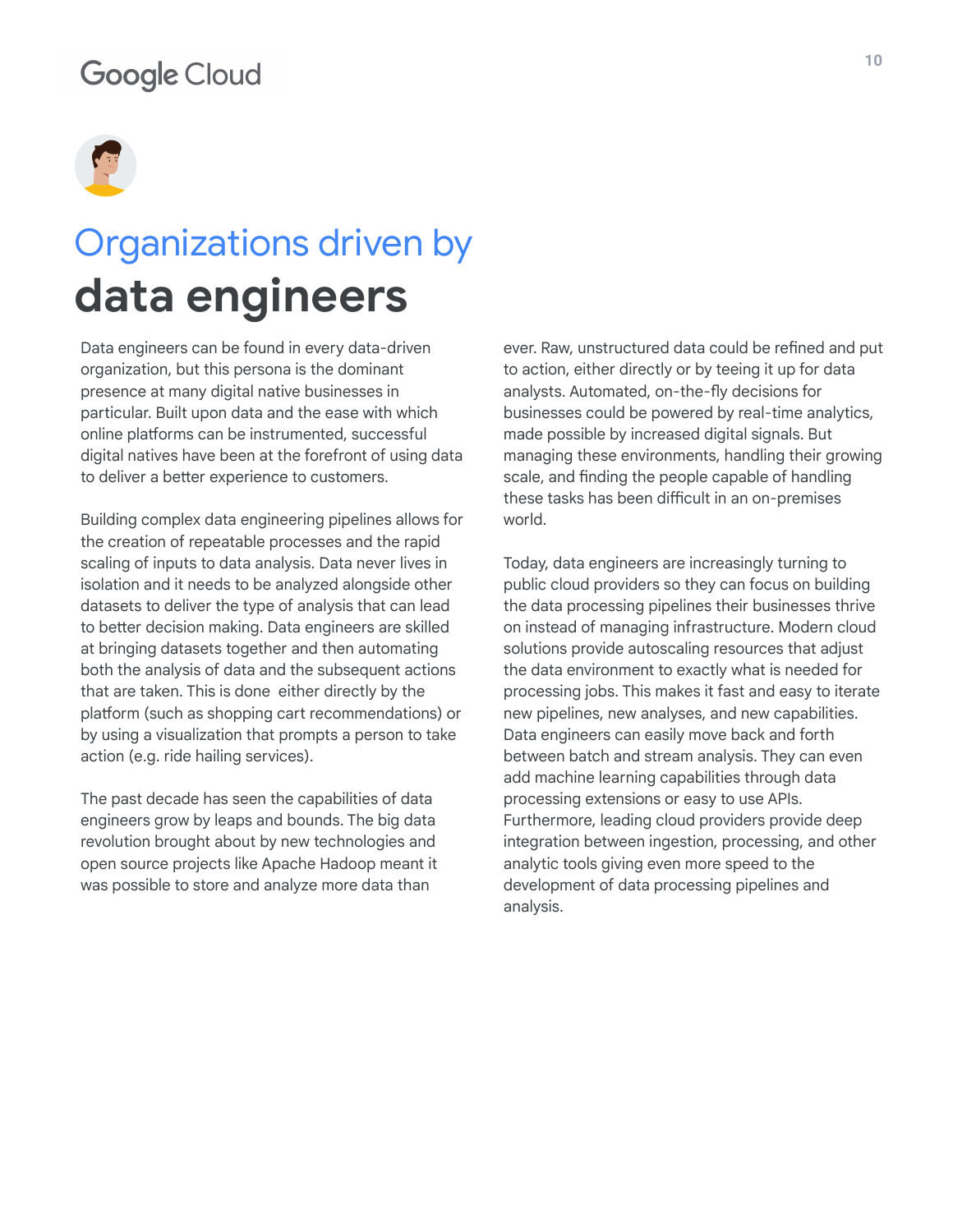# Organizations driven by **data engineers**

Data engineers can be found in every data-driven organization, but this persona is the dominant presence at many digital native businesses in particular. Built upon data and the ease with which online platforms can be instrumented, successful digital natives have been at the forefront of using data to deliver a better experience to customers.

Building complex data engineering pipelines allows for the creation of repeatable processes and the rapid scaling of inputs to data analysis. Data never lives in isolation and it needs to be analyzed alongside other datasets to deliver the type of analysis that can lead to better decision making. Data engineers are skilled at bringing datasets together and then automating both the analysis of data and the subsequent actions that are taken. This is done either directly by the platform (such as shopping cart recommendations) or by using a visualization that prompts a person to take action (e.g. ride hailing services).

The past decade has seen the capabilities of data engineers grow by leaps and bounds. The big data revolution brought about by new technologies and open source projects like Apache Hadoop meant it was possible to store and analyze more data than ever. Raw, unstructured data could be refined and put to action, either directly or by teeing it up for data analysts. Automated, on-the-fly decisions for businesses could be powered by real-time analytics, made possible by increased digital signals. But managing these environments, handling their growing scale, and finding the people capable of handling these tasks has been difficult in an on-premises world.

Today, data engineers are increasingly turning to public cloud providers so they can focus on building the data processing pipelines their businesses thrive on instead of managing infrastructure. Modern cloud solutions provide autoscaling resources that adjust the data environment to exactly what is needed for processing jobs. This makes it fast and easy to iterate new pipelines, new analyses, and new capabilities. Data engineers can easily move back and forth between batch and stream analysis. They can even add machine learning capabilities through data processing extensions or easy to use APIs. Furthermore, leading cloud providers provide deep integration between ingestion, processing, and other analytic tools giving even more speed to the development of data processing pipelines and analysis.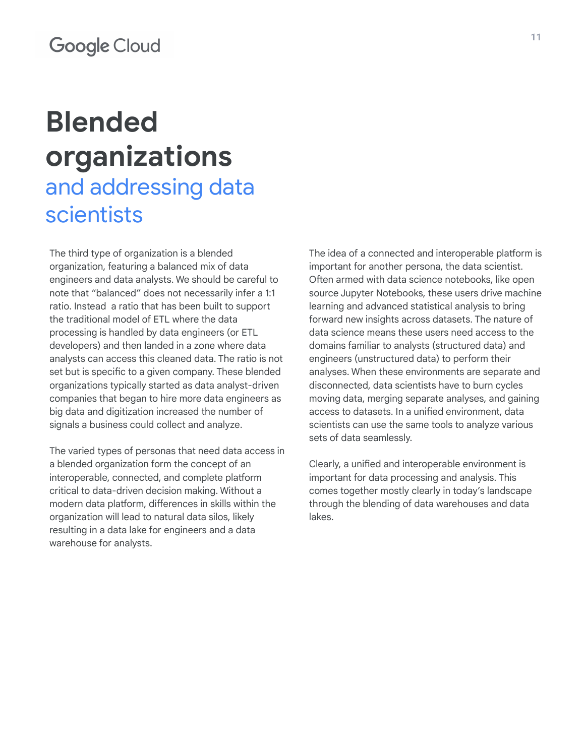# Blended organizations and addressing data scientists

The third type of organization is a blended organization, featuring a balanced mix of data engineers and data analysts. We should be careful to note that "balanced" does not necessarily infer a 1:1 ratio. Instead  a ratio that has been built to support the traditional model of ETL where the data processing is handled by data engineers (or ETL developers) and then landed in a zone where data analysts can access this cleaned data. The ratio is not set but is specific to a given company. These blended organizations typically started as data analyst-driven companies that began to hire more data engineers as big data and digitization increased the number of signals a business could collect and analyze.

The varied types of personas that need data access in a blended organization form the concept of an interoperable, connected, and complete platform critical to data-driven decision making. Without a modern data platform, differences in skills within the organization will lead to natural data silos, likely resulting in a data lake for engineers and a data warehouse for analysts.

The idea of a connected and interoperable platform is important for another persona, the data scientist. Often armed with data science notebooks, like open source Jupyter Notebooks, these users drive machine learning and advanced statistical analysis to bring forward new insights across datasets. The nature of data science means these users need access to the domains familiar to analysts (structured data) and engineers (unstructured data) to perform their analyses. When these environments are separate and disconnected, data scientists have to burn cycles moving data, merging separate analyses, and gaining access to datasets. In a unified environment, data scientists can use the same tools to analyze various sets of data seamlessly.

Clearly, a unified and interoperable environment is important for data processing and analysis. This comes together mostly clearly in today's landscape through the blending of data warehouses and data lakes.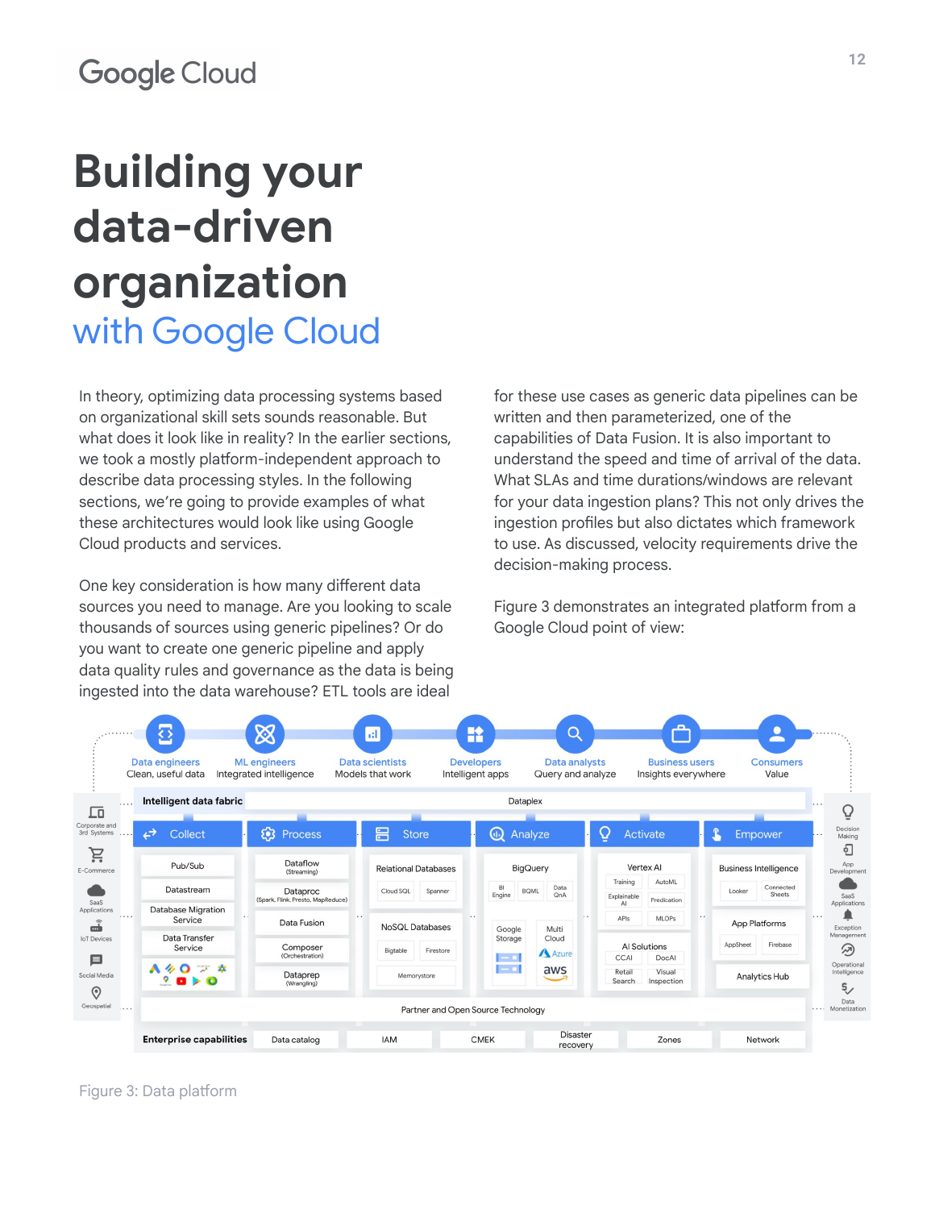// Building your data-driven organization with Google Cloud

# Building your data-driven organization with Google Cloud

In theory, optimizing data processing systems based on organizational skill sets sounds reasonable. But what does it look like in reality? In the earlier sections, we took a mostly platform-independent approach to describe data processing styles. In the following sections, we're going to provide examples of what these architectures would look like using Google Cloud products and services.

One key consideration is how many different data sources you need to manage. Are you looking to scale thousands of sources using generic pipelines? Or do you want to create one generic pipeline and apply data quality rules and governance as the data is being ingested into the data warehouse? ETL tools are ideal for these use cases as generic data pipelines can be written and then parameterized, one of the capabilities of Data Fusion. It is also important to understand the speed and time of arrival of the data. What SLAs and time durations/windows are relevant for your data ingestion plans? This not only drives the ingestion profiles but also dictates which framework to use. As discussed, velocity requirements drive the decision-making process.

Figure 3 demonstrates an integrated platform from a Google Cloud point of view:

Figure 3: Data platform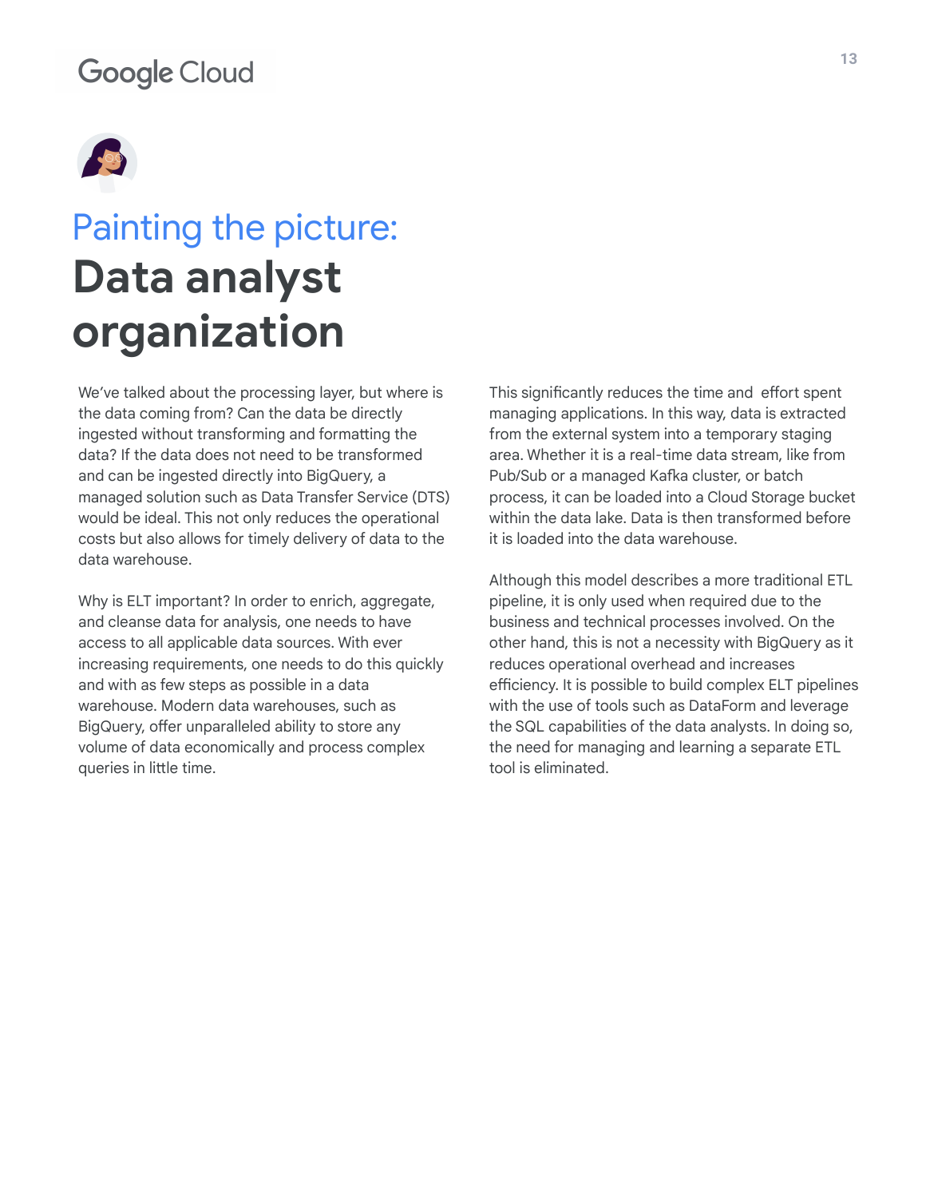# Painting the picture: Data analyst organization

We've talked about the processing layer, but where is the data coming from? Can the data be directly ingested without transforming and formatting the data? If the data does not need to be transformed and can be ingested directly into BigQuery, a managed solution such as Data Transfer Service (DTS) would be ideal. This not only reduces the operational costs but also allows for timely delivery of data to the data warehouse.

Why is ELT important? In order to enrich, aggregate, and cleanse data for analysis, one needs to have access to all applicable data sources. With ever increasing requirements, one needs to do this quickly and with as few steps as possible in a data warehouse. Modern data warehouses, such as BigQuery, offer unparalleled ability to store any volume of data economically and process complex queries in little time.

This significantly reduces the time and effort spent managing applications. In this way, data is extracted from the external system into a temporary staging area. Whether it is a real-time data stream, like from Pub/Sub or a managed Kafka cluster, or batch process, it can be loaded into a Cloud Storage bucket within the data lake. Data is then transformed before it is loaded into the data warehouse.

Although this model describes a more traditional ETL pipeline, it is only used when required due to the business and technical processes involved. On the other hand, this is not a necessity with BigQuery as it reduces operational overhead and increases efficiency. It is possible to build complex ELT pipelines with the use of tools such as DataForm and leverage the SQL capabilities of the data analysts. In doing so, the need for managing and learning a separate ETL tool is eliminated.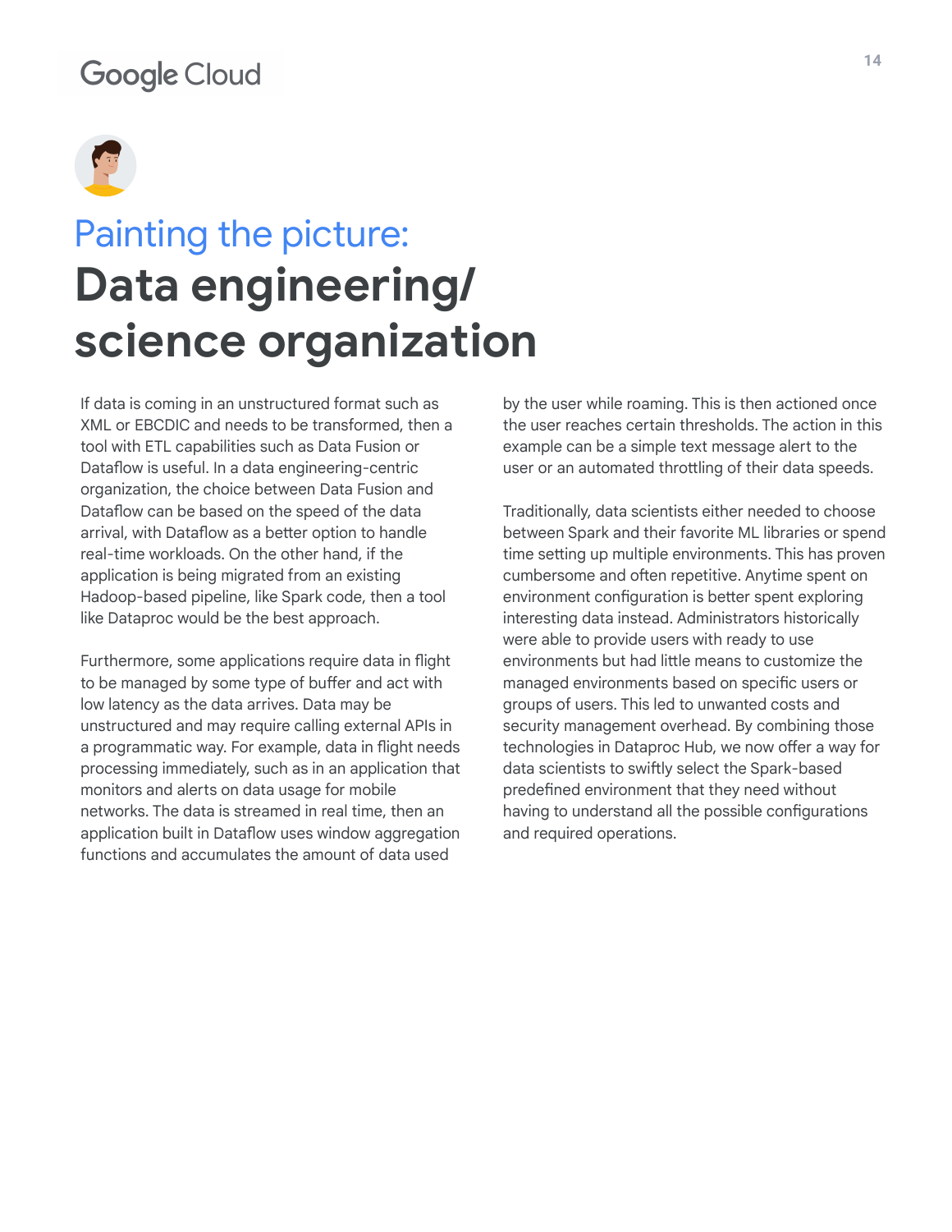# Painting the picture:
# **Data engineering/ science organization**

If data is coming in an unstructured format such as XML or EBCDIC and needs to be transformed, then a tool with ETL capabilities such as Data Fusion or Dataflow is useful. In a data engineering-centric organization, the choice between Data Fusion and Dataflow can be based on the speed of the data arrival, with Dataflow as a better option to handle real-time workloads. On the other hand, if the application is being migrated from an existing Hadoop-based pipeline, like Spark code, then a tool like Dataproc would be the best approach.

Furthermore, some applications require data in flight to be managed by some type of buffer and act with low latency as the data arrives. Data may be unstructured and may require calling external APIs in a programmatic way. For example, data in flight needs processing immediately, such as in an application that monitors and alerts on data usage for mobile networks. The data is streamed in real time, then an application built in Dataflow uses window aggregation functions and accumulates the amount of data used by the user while roaming. This is then actioned once the user reaches certain thresholds. The action in this example can be a simple text message alert to the user or an automated throttling of their data speeds.

Traditionally, data scientists either needed to choose between Spark and their favorite ML libraries or spend time setting up multiple environments. This has proven cumbersome and often repetitive. Anytime spent on environment configuration is better spent exploring interesting data instead. Administrators historically were able to provide users with ready to use environments but had little means to customize the managed environments based on specific users or groups of users. This led to unwanted costs and security management overhead. By combining those technologies in Dataproc Hub, we now offer a way for data scientists to swiftly select the Spark-based predefined environment that they need without having to understand all the possible configurations and required operations.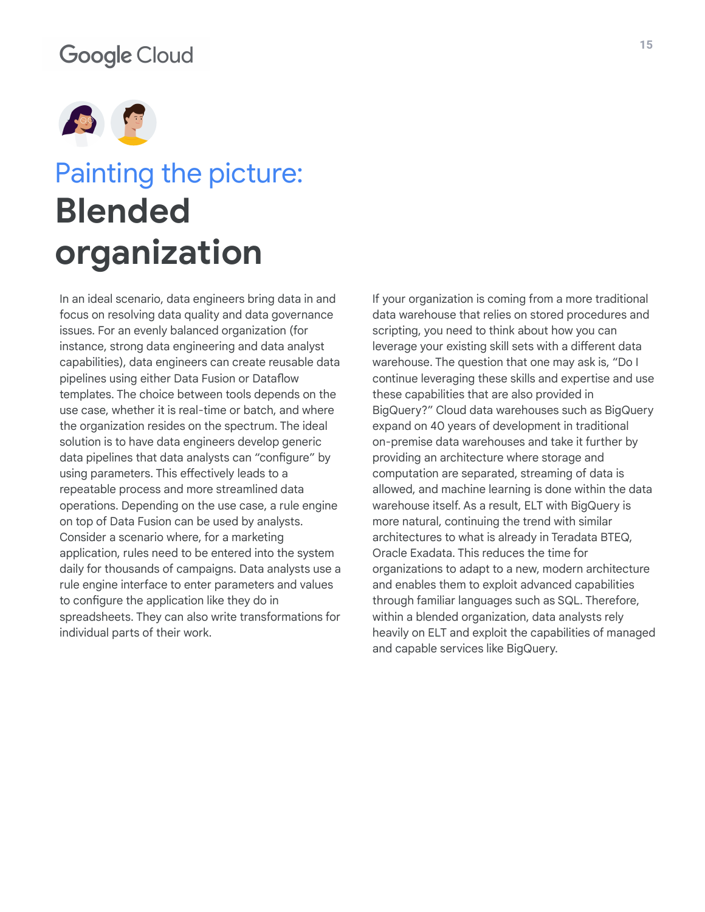# Painting the picture: Blended organization

In an ideal scenario, data engineers bring data in and focus on resolving data quality and data governance issues. For an evenly balanced organization (for instance, strong data engineering and data analyst capabilities), data engineers can create reusable data pipelines using either Data Fusion or Dataflow templates. The choice between tools depends on the use case, whether it is real-time or batch, and where the organization resides on the spectrum. The ideal solution is to have data engineers develop generic data pipelines that data analysts can "configure" by using parameters. This effectively leads to a repeatable process and more streamlined data operations. Depending on the use case, a rule engine on top of Data Fusion can be used by analysts. Consider a scenario where, for a marketing application, rules need to be entered into the system daily for thousands of campaigns. Data analysts use a rule engine interface to enter parameters and values to configure the application like they do in spreadsheets. They can also write transformations for individual parts of their work.

If your organization is coming from a more traditional data warehouse that relies on stored procedures and scripting, you need to think about how you can leverage your existing skill sets with a different data warehouse. The question that one may ask is, "Do I continue leveraging these skills and expertise and use these capabilities that are also provided in BigQuery?" Cloud data warehouses such as BigQuery expand on 40 years of development in traditional on-premise data warehouses and take it further by providing an architecture where storage and computation are separated, streaming of data is allowed, and machine learning is done within the data warehouse itself. As a result, ELT with BigQuery is more natural, continuing the trend with similar architectures to what is already in Teradata BTEQ, Oracle Exadata. This reduces the time for organizations to adapt to a new, modern architecture and enables them to exploit advanced capabilities through familiar languages such as SQL. Therefore, within a blended organization, data analysts rely heavily on ELT and exploit the capabilities of managed and capable services like BigQuery.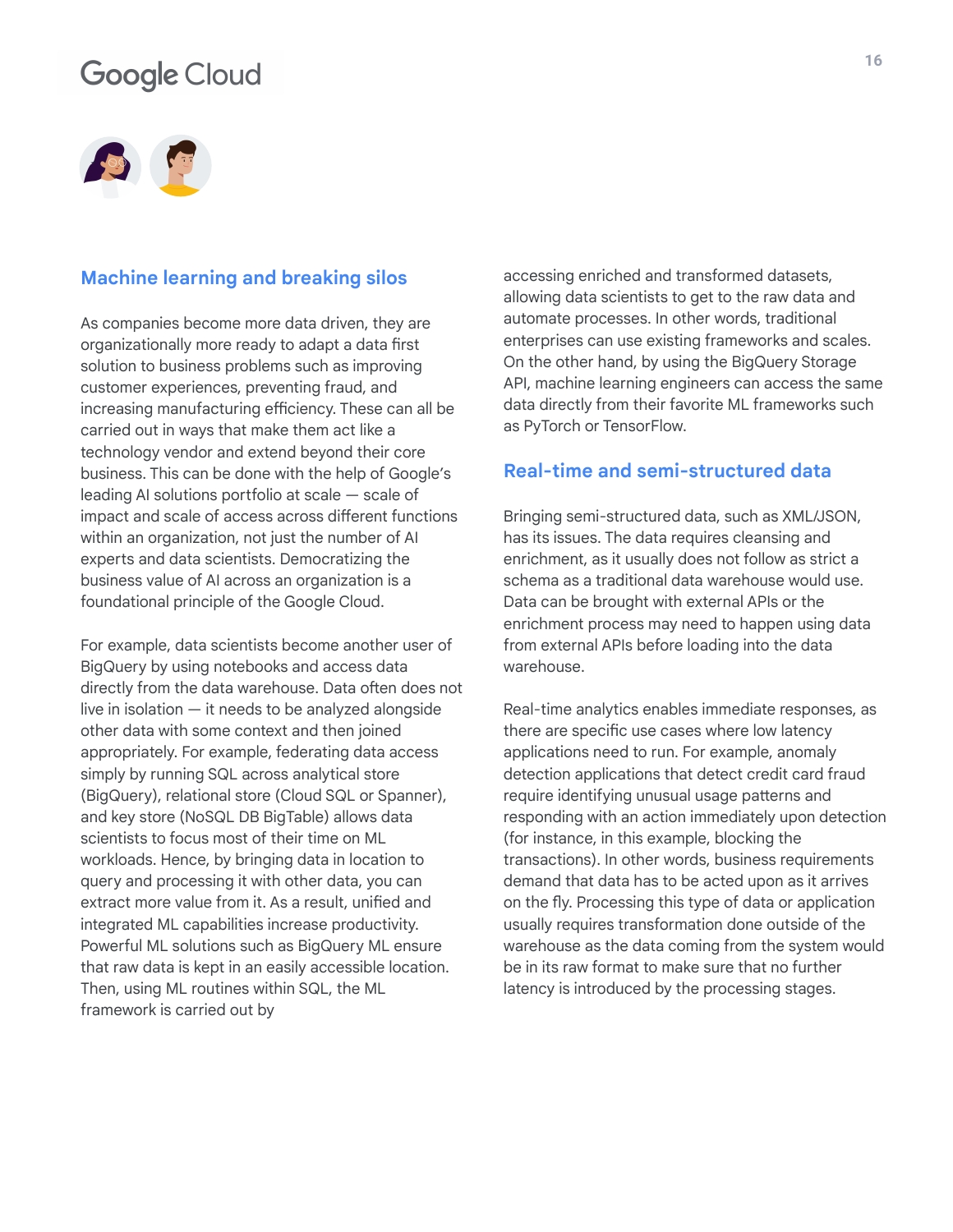## Machine learning and breaking silos

As companies become more data driven, they are organizationally more ready to adapt a data first solution to business problems such as improving customer experiences, preventing fraud, and increasing manufacturing efficiency. These can all be carried out in ways that make them act like a technology vendor and extend beyond their core business. This can be done with the help of Google's leading AI solutions portfolio at scale — scale of impact and scale of access across different functions within an organization, not just the number of AI experts and data scientists. Democratizing the business value of AI across an organization is a foundational principle of the Google Cloud.

For example, data scientists become another user of BigQuery by using notebooks and access data directly from the data warehouse. Data often does not live in isolation — it needs to be analyzed alongside other data with some context and then joined appropriately. For example, federating data access simply by running SQL across analytical store (BigQuery), relational store (Cloud SQL or Spanner), and key store (NoSQL DB BigTable) allows data scientists to focus most of their time on ML workloads. Hence, by bringing data in location to query and processing it with other data, you can extract more value from it. As a result, unified and integrated ML capabilities increase productivity. Powerful ML solutions such as BigQuery ML ensure that raw data is kept in an easily accessible location. Then, using ML routines within SQL, the ML framework is carried out by accessing enriched and transformed datasets, allowing data scientists to get to the raw data and automate processes. In other words, traditional enterprises can use existing frameworks and scales. On the other hand, by using the BigQuery Storage API, machine learning engineers can access the same data directly from their favorite ML frameworks such as PyTorch or TensorFlow.

## Real-time and semi-structured data

Bringing semi-structured data, such as XML/JSON, has its issues. The data requires cleansing and enrichment, as it usually does not follow as strict a schema as a traditional data warehouse would use. Data can be brought with external APIs or the enrichment process may need to happen using data from external APIs before loading into the data warehouse.

Real-time analytics enables immediate responses, as there are specific use cases where low latency applications need to run. For example, anomaly detection applications that detect credit card fraud require identifying unusual usage patterns and responding with an action immediately upon detection (for instance, in this example, blocking the transactions). In other words, business requirements demand that data has to be acted upon as it arrives on the fly. Processing this type of data or application usually requires transformation done outside of the warehouse as the data coming from the system would be in its raw format to make sure that no further latency is introduced by the processing stages.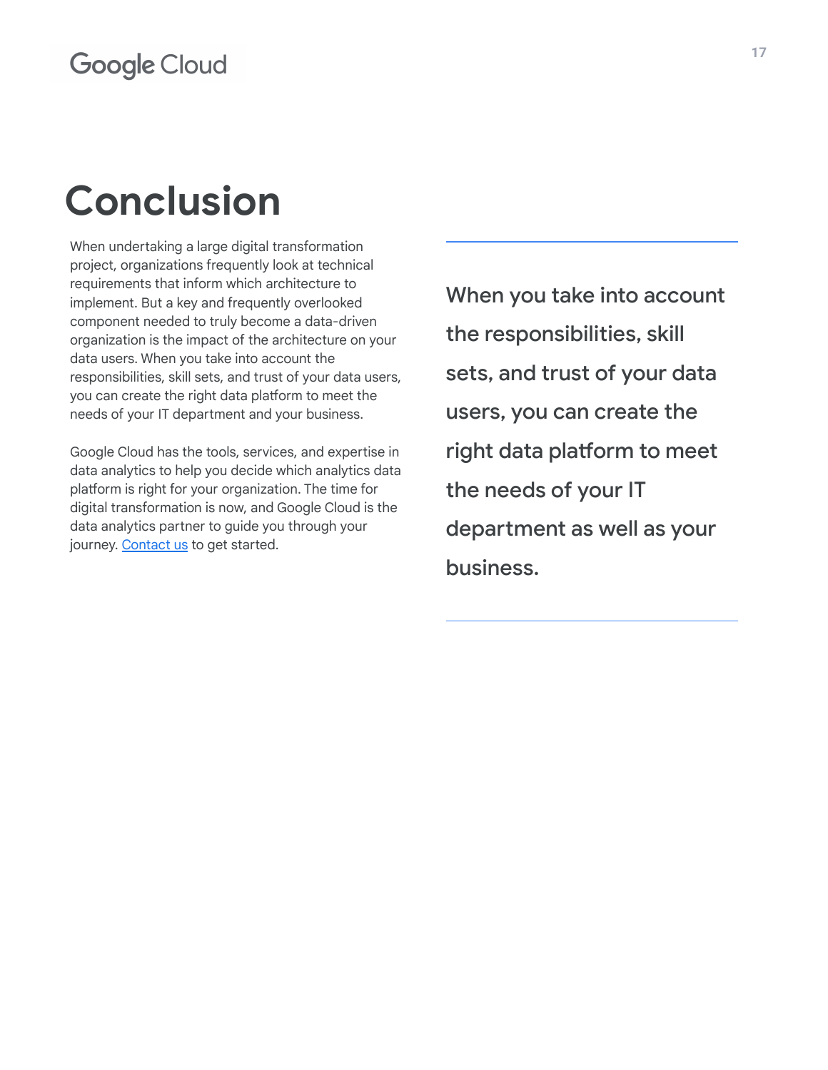# Conclusion

When undertaking a large digital transformation project, organizations frequently look at technical requirements that inform which architecture to implement. But a key and frequently overlooked component needed to truly become a data-driven organization is the impact of the architecture on your data users. When you take into account the responsibilities, skill sets, and trust of your data users, you can create the right data platform to meet the needs of your IT department and your business.

Google Cloud has the tools, services, and expertise in data analytics to help you decide which analytics data platform is right for your organization. The time for digital transformation is now, and Google Cloud is the data analytics partner to guide you through your journey. Contact us to get started.

> When you take into account the responsibilities, skill sets, and trust of your data users, you can create the right data platform to meet the needs of your IT department as well as your business.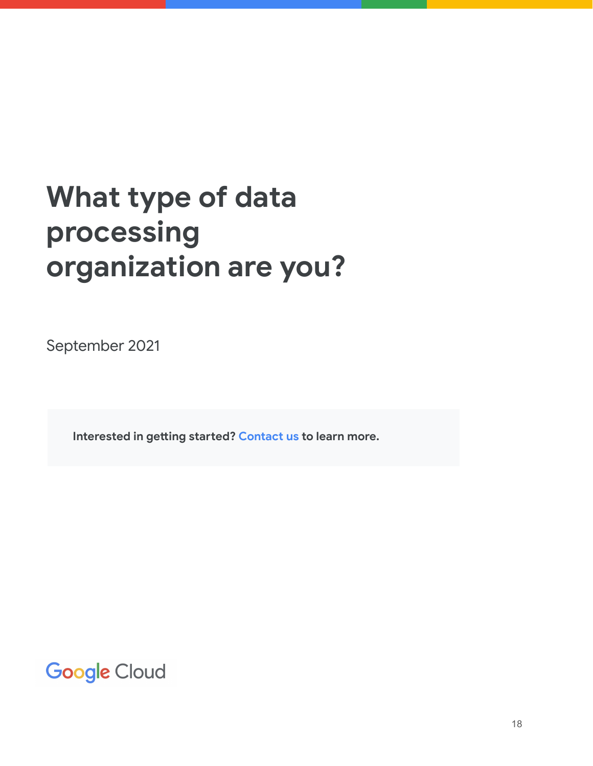# What type of data processing organization are you?

September 2021

**Interested in getting started? Contact us to learn more.**

Google Cloud